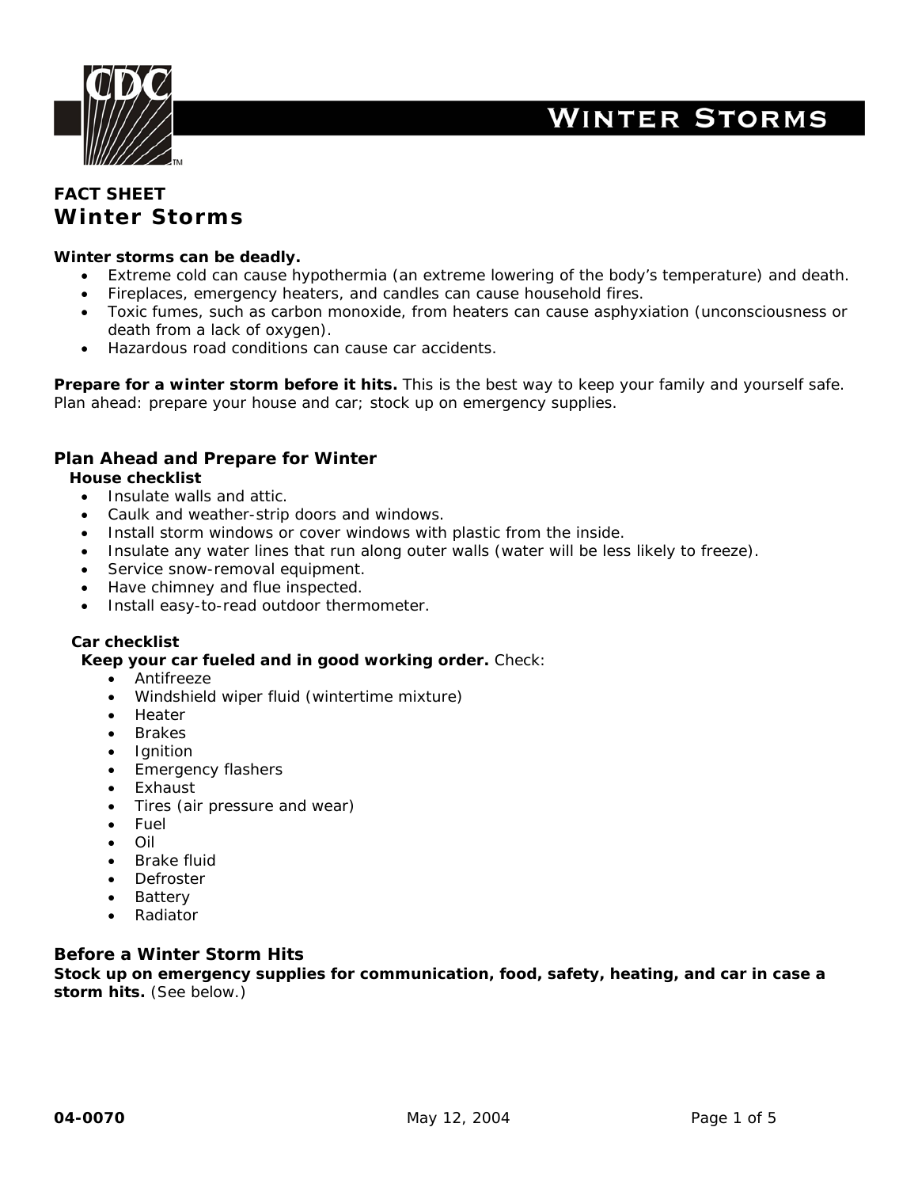# Winter Storms

**FACT SHEET**

## Winter Storms

**Winter storms can be deadly.**

- Extreme cold can cause hypothermia (an extreme lowering of the body's temperature) and death.
- Fireplaces, emergency heaters, and candles can cause household fires.
- Toxic fumes, such as carbon monoxide, from heaters can cause asphyxiation (unconsciousness or death from a lack of oxygen).
- Hazardous road conditions can cause car accidents.

**Prepare for a winter storm before it hits.** This is the best way to keep your family and yourself safe. Plan ahead: prepare your house and car; stock up on emergency supplies.

### Plan Ahead and Prepare for Winter

#### House checklist

- Insulate walls and attic.
- Caulk and weather-strip doors and windows.
- Install storm windows or cover windows with plastic from the inside.
- Insulate any water lines that run along outer walls (water will be less likely to freeze).
- Service snow-removal equipment.
- Have chimney and flue inspected.
- Install easy-to-read outdoor thermometer.

#### Car checklist

**Keep your car fueled and in good working order.** Check:

- Antifreeze
- Windshield wiper fluid (wintertime mixture)
- Heater
- Brakes
- Ignition
- Emergency flashers
- Exhaust
- Tires (air pressure and wear)
- Fuel
- Oil
- Brake fluid
- Defroster
- Battery
- Radiator

### Before a Winter Storm Hits

**Stock up on emergency supplies for communication, food, safety, heating, and car in case a storm hits.** (See below.)

**04-0070** May 12, 2004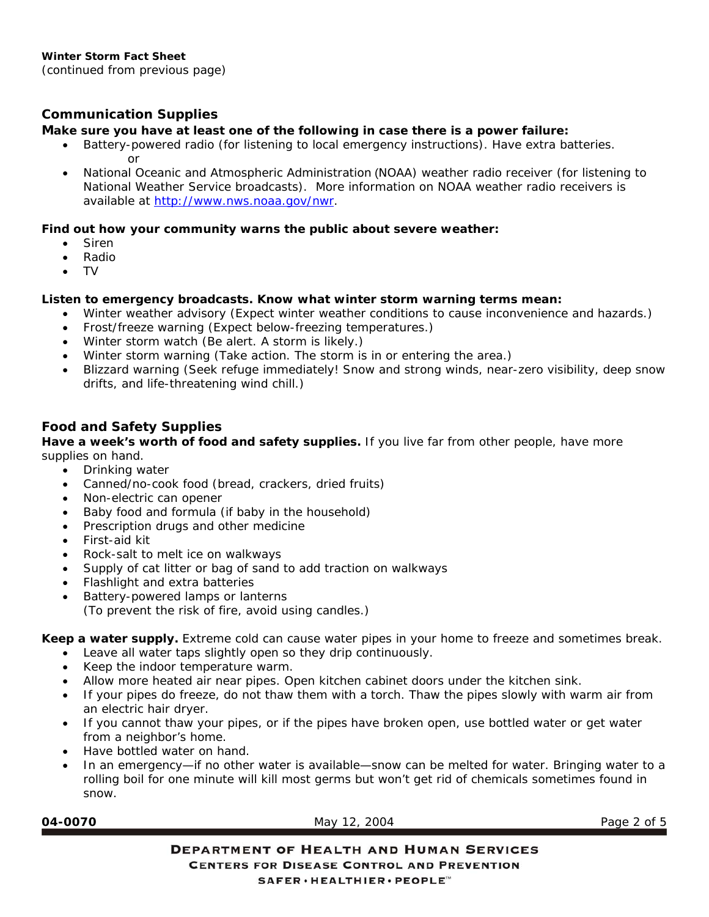**Winter Storm Fact Sheet**
(continued from previous page)

## Communication Supplies

**Make sure you have at least one of the following in case there is a power failure:**

- Battery-powered radio (for listening to local emergency instructions). Have extra batteries.
  or
- National Oceanic and Atmospheric Administration (NOAA) weather radio receiver (for listening to National Weather Service broadcasts). More information on NOAA weather radio receivers is available at [http://www.nws.noaa.gov/nwr](http://www.nws.noaa.gov/nwr).

**Find out how your community warns the public about severe weather:**

- Siren
- Radio
- TV

**Listen to emergency broadcasts. Know what winter storm warning terms mean:**

- Winter weather advisory (Expect winter weather conditions to cause inconvenience and hazards.)
- Frost/freeze warning (Expect below-freezing temperatures.)
- Winter storm watch (Be alert. A storm is likely.)
- Winter storm warning (Take action. The storm is in or entering the area.)
- Blizzard warning (Seek refuge immediately! Snow and strong winds, near-zero visibility, deep snow drifts, and life-threatening wind chill.)

## Food and Safety Supplies

**Have a week's worth of food and safety supplies.** If you live far from other people, have more supplies on hand.

- Drinking water
- Canned/no-cook food (bread, crackers, dried fruits)
- Non-electric can opener
- Baby food and formula (if baby in the household)
- Prescription drugs and other medicine
- First-aid kit
- Rock-salt to melt ice on walkways
- Supply of cat litter or bag of sand to add traction on walkways
- Flashlight and extra batteries
- Battery-powered lamps or lanterns
  (To prevent the risk of fire, avoid using candles.)

**Keep a water supply.** Extreme cold can cause water pipes in your home to freeze and sometimes break.

- Leave all water taps slightly open so they drip continuously.
- Keep the indoor temperature warm.
- Allow more heated air near pipes. Open kitchen cabinet doors under the kitchen sink.
- If your pipes do freeze, do not thaw them with a torch. Thaw the pipes slowly with warm air from an electric hair dryer.
- If you cannot thaw your pipes, or if the pipes have broken open, use bottled water or get water from a neighbor's home.
- Have bottled water on hand.
- In an emergency—if no other water is available—snow can be melted for water. Bringing water to a rolling boil for one minute will kill most germs but won't get rid of chemicals sometimes found in snow.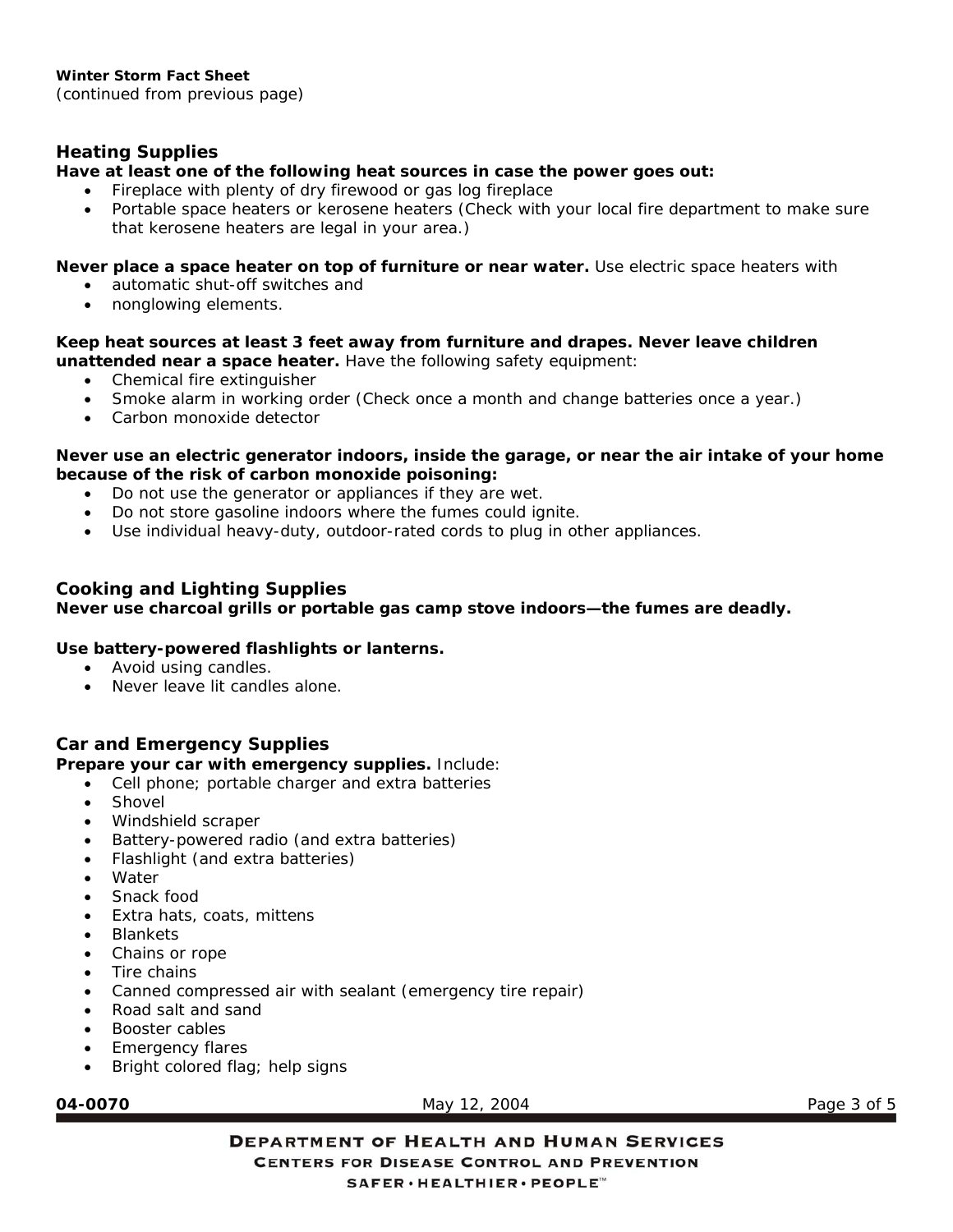**Winter Storm Fact Sheet**
(continued from previous page)

## Heating Supplies

**Have at least one of the following heat sources in case the power goes out:**

- Fireplace with plenty of dry firewood or gas log fireplace
- Portable space heaters or kerosene heaters (Check with your local fire department to make sure that kerosene heaters are legal in your area.)

**Never place a space heater on top of furniture or near water.** Use electric space heaters with

- automatic shut-off switches and
- nonglowing elements.

**Keep heat sources at least 3 feet away from furniture and drapes. Never leave children unattended near a space heater.** Have the following safety equipment:

- Chemical fire extinguisher
- Smoke alarm in working order (Check once a month and change batteries once a year.)
- Carbon monoxide detector

**Never use an electric generator indoors, inside the garage, or near the air intake of your home because of the risk of carbon monoxide poisoning:**

- Do not use the generator or appliances if they are wet.
- Do not store gasoline indoors where the fumes could ignite.
- Use individual heavy-duty, outdoor-rated cords to plug in other appliances.

## Cooking and Lighting Supplies

**Never use charcoal grills or portable gas camp stove indoors—the fumes are deadly.**

**Use battery-powered flashlights or lanterns.**

- Avoid using candles.
- Never leave lit candles alone.

## Car and Emergency Supplies

**Prepare your car with emergency supplies.** Include:

- Cell phone; portable charger and extra batteries
- Shovel
- Windshield scraper
- Battery-powered radio (and extra batteries)
- Flashlight (and extra batteries)
- Water
- Snack food
- Extra hats, coats, mittens
- Blankets
- Chains or rope
- Tire chains
- Canned compressed air with sealant (emergency tire repair)
- Road salt and sand
- Booster cables
- Emergency flares
- Bright colored flag; help signs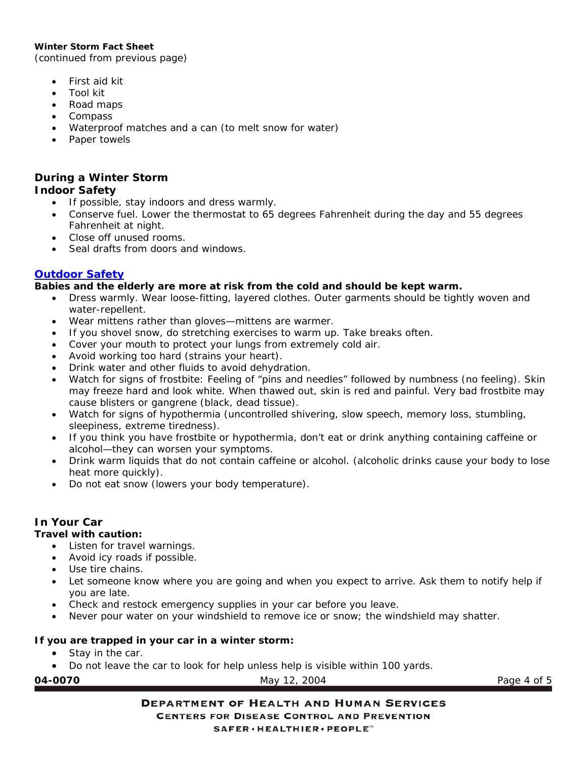**Winter Storm Fact Sheet**
(continued from previous page)

- First aid kit
- Tool kit
- Road maps
- Compass
- Waterproof matches and a can (to melt snow for water)
- Paper towels

## During a Winter Storm

### Indoor Safety

- If possible, stay indoors and dress warmly.
- Conserve fuel. Lower the thermostat to 65 degrees Fahrenheit during the day and 55 degrees Fahrenheit at night.
- Close off unused rooms.
- Seal drafts from doors and windows.

### Outdoor Safety

**Babies and the elderly are more at risk from the cold and should be kept warm.**

- Dress warmly. Wear loose-fitting, layered clothes. Outer garments should be tightly woven and water-repellent.
- Wear mittens rather than gloves—mittens are warmer.
- If you shovel snow, do stretching exercises to warm up. Take breaks often.
- Cover your mouth to protect your lungs from extremely cold air.
- Avoid working too hard (strains your heart).
- Drink water and other fluids to avoid dehydration.
- Watch for signs of frostbite: Feeling of “pins and needles” followed by numbness (no feeling). Skin may freeze hard and look white. When thawed out, skin is red and painful. Very bad frostbite may cause blisters or gangrene (black, dead tissue).
- Watch for signs of hypothermia (uncontrolled shivering, slow speech, memory loss, stumbling, sleepiness, extreme tiredness).
- If you think you have frostbite or hypothermia, don’t eat or drink anything containing caffeine or alcohol—they can worsen your symptoms.
- Drink warm liquids that do not contain caffeine or alcohol. (alcoholic drinks cause your body to lose heat more quickly).
- Do not eat snow (lowers your body temperature).

### In Your Car

**Travel with caution:**

- Listen for travel warnings.
- Avoid icy roads if possible.
- Use tire chains.
- Let someone know where you are going and when you expect to arrive. Ask them to notify help if you are late.
- Check and restock emergency supplies in your car before you leave.
- Never pour water on your windshield to remove ice or snow; the windshield may shatter.

**If you are trapped in your car in a winter storm:**

- Stay in the car.
- Do not leave the car to look for help unless help is visible within 100 yards.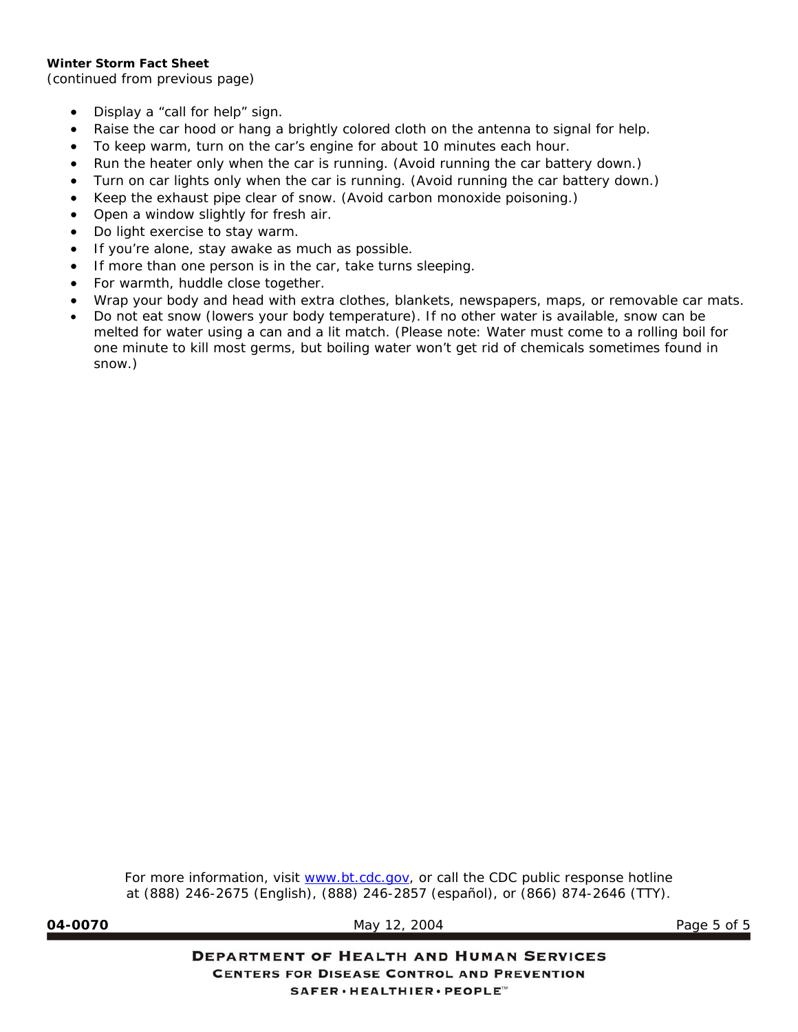**Winter Storm Fact Sheet**
(continued from previous page)

- Display a "call for help" sign.
- Raise the car hood or hang a brightly colored cloth on the antenna to signal for help.
- To keep warm, turn on the car's engine for about 10 minutes each hour.
- Run the heater only when the car is running. (Avoid running the car battery down.)
- Turn on car lights only when the car is running. (Avoid running the car battery down.)
- Keep the exhaust pipe clear of snow. (Avoid carbon monoxide poisoning.)
- Open a window slightly for fresh air.
- Do light exercise to stay warm.
- If you're alone, stay awake as much as possible.
- If more than one person is in the car, take turns sleeping.
- For warmth, huddle close together.
- Wrap your body and head with extra clothes, blankets, newspapers, maps, or removable car mats.
- Do not eat snow (lowers your body temperature). If no other water is available, snow can be melted for water using a can and a lit match. (Please note: Water must come to a rolling boil for one minute to kill most germs, but boiling water won't get rid of chemicals sometimes found in snow.)

For more information, visit www.bt.cdc.gov, or call the CDC public response hotline at (888) 246-2675 (English), (888) 246-2857 (español), or (866) 874-2646 (TTY).

**04-0070** May 12, 2004

DEPARTMENT OF HEALTH AND HUMAN SERVICES
CENTERS FOR DISEASE CONTROL AND PREVENTION
SAFER • HEALTHIER • PEOPLE™